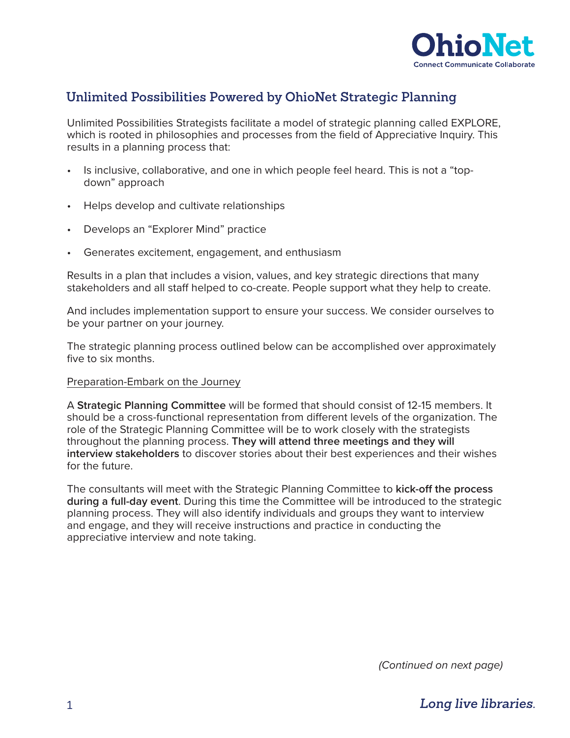## Unlimited Possibilities Powered by OhioNet Strategic Planning

Unlimited Possibilities Strategists facilitate a model of strategic planning called EXPLORE, which is rooted in philosophies and processes from the field of Appreciative Inquiry. This results in a planning process that:

- Is inclusive, collaborative, and one in which people feel heard. This is not a "top-down" approach
- Helps develop and cultivate relationships
- Develops an "Explorer Mind" practice
- Generates excitement, engagement, and enthusiasm

Results in a plan that includes a vision, values, and key strategic directions that many stakeholders and all staff helped to co-create. People support what they help to create.

And includes implementation support to ensure your success. We consider ourselves to be your partner on your journey.

The strategic planning process outlined below can be accomplished over approximately five to six months.

Preparation-Embark on the Journey

A **Strategic Planning Committee** will be formed that should consist of 12-15 members. It should be a cross-functional representation from different levels of the organization. The role of the Strategic Planning Committee will be to work closely with the strategists throughout the planning process. **They will attend three meetings and they will interview stakeholders** to discover stories about their best experiences and their wishes for the future.

The consultants will meet with the Strategic Planning Committee to **kick-off the process during a full-day event**. During this time the Committee will be introduced to the strategic planning process. They will also identify individuals and groups they want to interview and engage, and they will receive instructions and practice in conducting the appreciative interview and note taking.

*(Continued on next page)*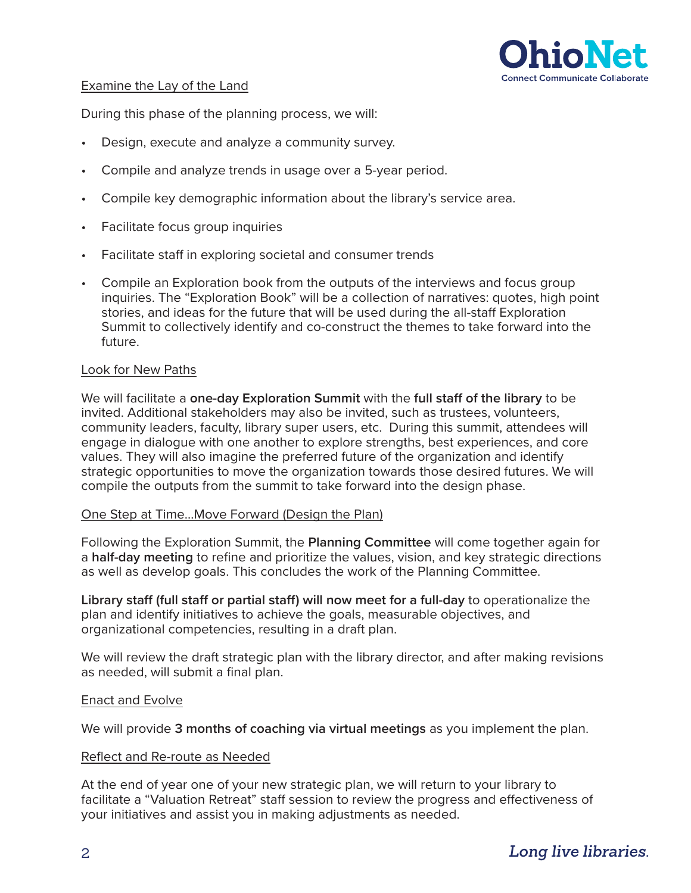Examine the Lay of the Land

During this phase of the planning process, we will:

- Design, execute and analyze a community survey.
- Compile and analyze trends in usage over a 5-year period.
- Compile key demographic information about the library's service area.
- Facilitate focus group inquiries
- Facilitate staff in exploring societal and consumer trends
- Compile an Exploration book from the outputs of the interviews and focus group inquiries. The "Exploration Book" will be a collection of narratives: quotes, high point stories, and ideas for the future that will be used during the all-staff Exploration Summit to collectively identify and co-construct the themes to take forward into the future.

Look for New Paths

We will facilitate a **one-day Exploration Summit** with the **full staff of the library** to be invited. Additional stakeholders may also be invited, such as trustees, volunteers, community leaders, faculty, library super users, etc. During this summit, attendees will engage in dialogue with one another to explore strengths, best experiences, and core values. They will also imagine the preferred future of the organization and identify strategic opportunities to move the organization towards those desired futures. We will compile the outputs from the summit to take forward into the design phase.

One Step at Time...Move Forward (Design the Plan)

Following the Exploration Summit, the **Planning Committee** will come together again for a **half-day meeting** to refine and prioritize the values, vision, and key strategic directions as well as develop goals. This concludes the work of the Planning Committee.

**Library staff (full staff or partial staff) will now meet for a full-day** to operationalize the plan and identify initiatives to achieve the goals, measurable objectives, and organizational competencies, resulting in a draft plan.

We will review the draft strategic plan with the library director, and after making revisions as needed, will submit a final plan.

Enact and Evolve

We will provide **3 months of coaching via virtual meetings** as you implement the plan.

Reflect and Re-route as Needed

At the end of year one of your new strategic plan, we will return to your library to facilitate a "Valuation Retreat" staff session to review the progress and effectiveness of your initiatives and assist you in making adjustments as needed.